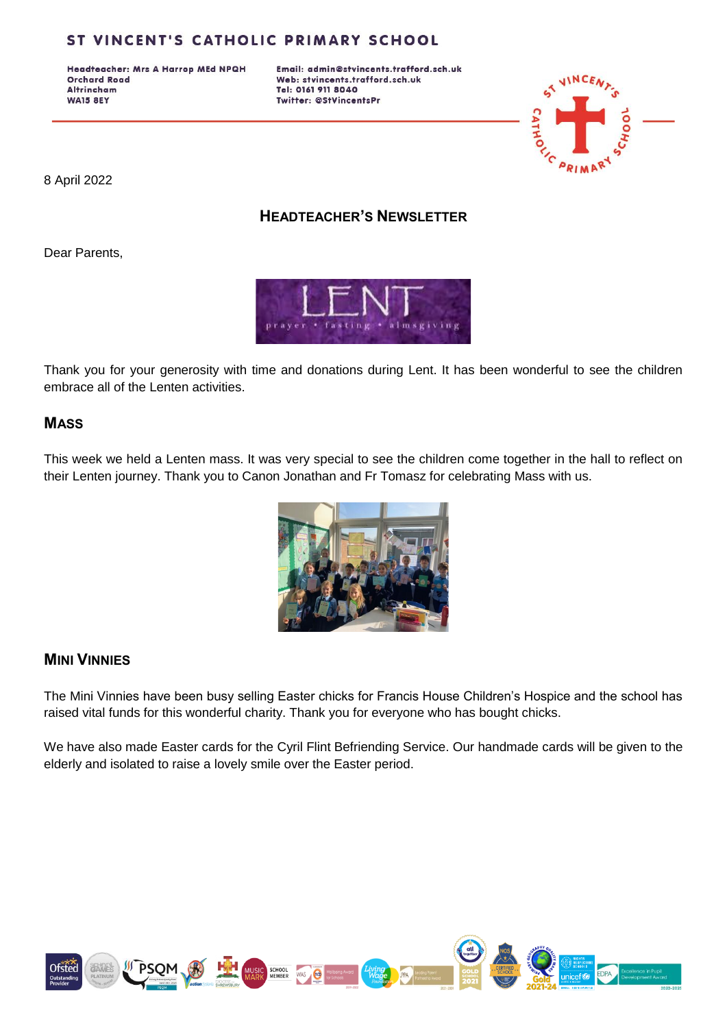# ST VINCENT'S CATHOLIC PRIMARY SCHOOL

**Headteacher: Mrs A Harrop MEd NPQH**
**Orchard Road**
**Altrincham**
**WA15 8EY**

**Email: admin@stvincents.trafford.sch.uk**
**Web: stvincents.trafford.sch.uk**
**Tel: 0161 911 8040**
**Twitter: @StVincentsPr**

8 April 2022

## HEADTEACHER'S NEWSLETTER

Dear Parents,

Thank you for your generosity with time and donations during Lent. It has been wonderful to see the children embrace all of the Lenten activities.

## MASS

This week we held a Lenten mass. It was very special to see the children come together in the hall to reflect on their Lenten journey. Thank you to Canon Jonathan and Fr Tomasz for celebrating Mass with us.

## MINI VINNIES

The Mini Vinnies have been busy selling Easter chicks for Francis House Children's Hospice and the school has raised vital funds for this wonderful charity. Thank you for everyone who has bought chicks.

We have also made Easter cards for the Cyril Flint Befriending Service. Our handmade cards will be given to the elderly and isolated to raise a lovely smile over the Easter period.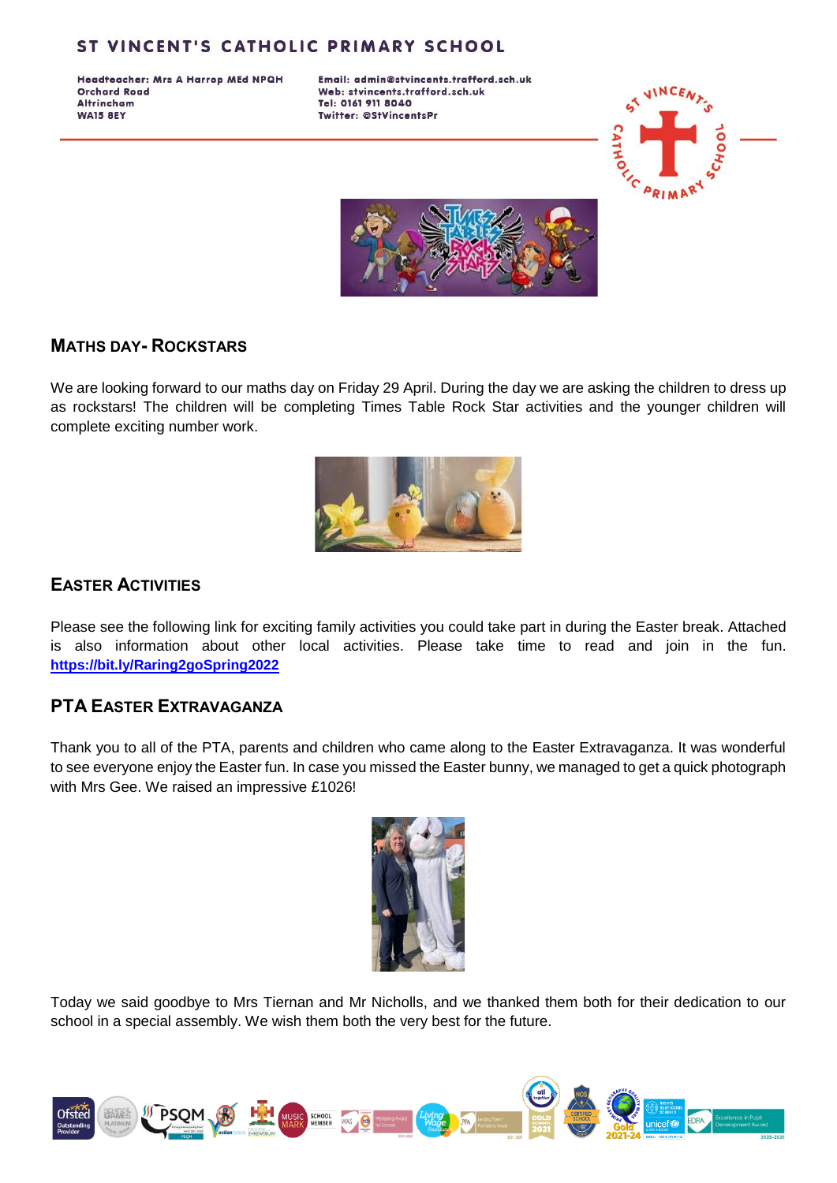## ST VINCENT'S CATHOLIC PRIMARY SCHOOL

**Headteacher: Mrs A Harrop MEd NPQH**
**Orchard Road**
**Altrincham**
**WA15 8EY**

**Email: admin@stvincents.trafford.sch.uk**
**Web: stvincents.trafford.sch.uk**
**Tel: 0161 911 8040**
**Twitter: @StVincentsPr**

### MATHS DAY- ROCKSTARS

We are looking forward to our maths day on Friday 29 April. During the day we are asking the children to dress up as rockstars! The children will be completing Times Table Rock Star activities and the younger children will complete exciting number work.

### EASTER ACTIVITIES

Please see the following link for exciting family activities you could take part in during the Easter break. Attached is also information about other local activities. Please take time to read and join in the fun. **https://bit.ly/Raring2goSpring2022**

### PTA EASTER EXTRAVAGANZA

Thank you to all of the PTA, parents and children who came along to the Easter Extravaganza. It was wonderful to see everyone enjoy the Easter fun. In case you missed the Easter bunny, we managed to get a quick photograph with Mrs Gee. We raised an impressive £1026!

Today we said goodbye to Mrs Tiernan and Mr Nicholls, and we thanked them both for their dedication to our school in a special assembly. We wish them both the very best for the future.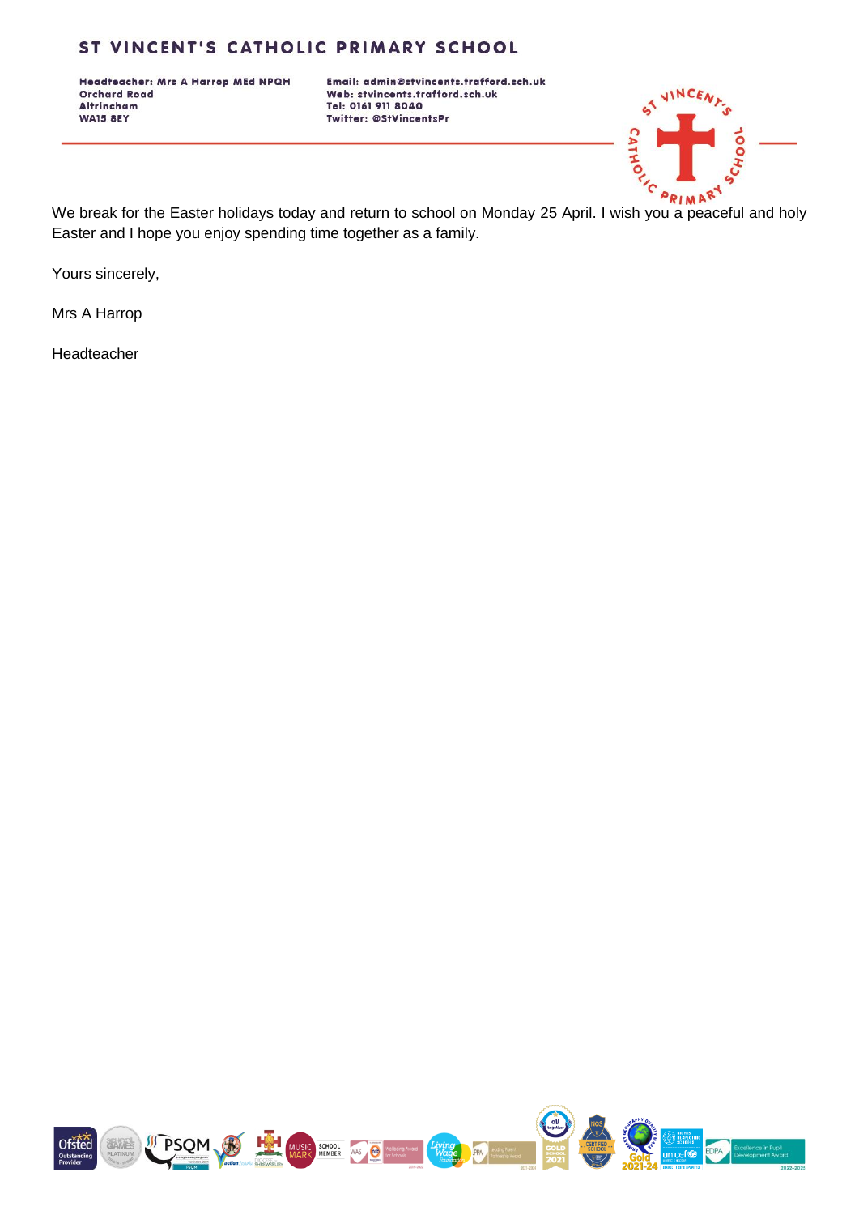We break for the Easter holidays today and return to school on Monday 25 April. I wish you a peaceful and holy Easter and I hope you enjoy spending time together as a family.

Yours sincerely,

Mrs A Harrop

Headteacher